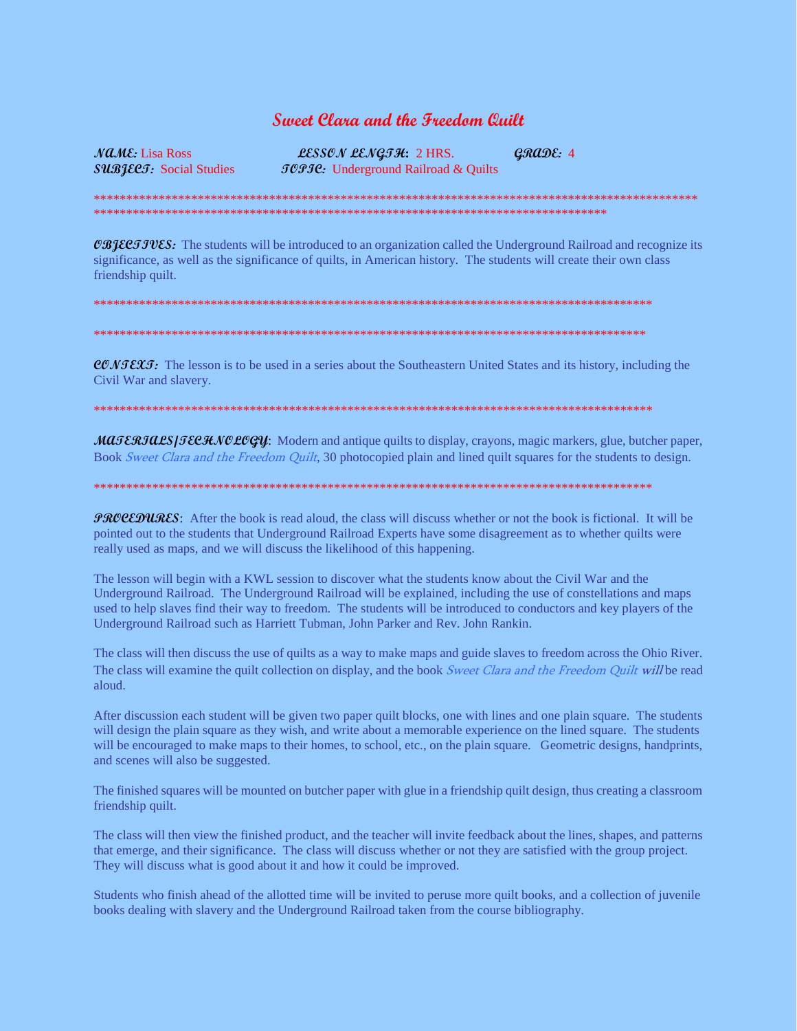# Sweet Clara and the Freedom Quilt

***NAME:*** Lisa Ross ***LESSON LENGTH:*** 2 HRS. ***GRADE:*** 4
***SUBJECT:*** Social Studies ***TOPIC:*** Underground Railroad & Quilts

---

***OBJECTIVES:*** The students will be introduced to an organization called the Underground Railroad and recognize its significance, as well as the significance of quilts, in American history. The students will create their own class friendship quilt.

---

***CONTEXT:*** The lesson is to be used in a series about the Southeastern United States and its history, including the Civil War and slavery.

---

***MATERIALS/TECHNOLOGY***: Modern and antique quilts to display, crayons, magic markers, glue, butcher paper, Book *Sweet Clara and the Freedom Quilt*, 30 photocopied plain and lined quilt squares for the students to design.

---

***PROCEDURES***: After the book is read aloud, the class will discuss whether or not the book is fictional. It will be pointed out to the students that Underground Railroad Experts have some disagreement as to whether quilts were really used as maps, and we will discuss the likelihood of this happening.

The lesson will begin with a KWL session to discover what the students know about the Civil War and the Underground Railroad. The Underground Railroad will be explained, including the use of constellations and maps used to help slaves find their way to freedom. The students will be introduced to conductors and key players of the Underground Railroad such as Harriett Tubman, John Parker and Rev. John Rankin.

The class will then discuss the use of quilts as a way to make maps and guide slaves to freedom across the Ohio River. The class will examine the quilt collection on display, and the book *Sweet Clara and the Freedom Quilt will* be read aloud.

After discussion each student will be given two paper quilt blocks, one with lines and one plain square. The students will design the plain square as they wish, and write about a memorable experience on the lined square. The students will be encouraged to make maps to their homes, to school, etc., on the plain square. Geometric designs, handprints, and scenes will also be suggested.

The finished squares will be mounted on butcher paper with glue in a friendship quilt design, thus creating a classroom friendship quilt.

The class will then view the finished product, and the teacher will invite feedback about the lines, shapes, and patterns that emerge, and their significance. The class will discuss whether or not they are satisfied with the group project. They will discuss what is good about it and how it could be improved.

Students who finish ahead of the allotted time will be invited to peruse more quilt books, and a collection of juvenile books dealing with slavery and the Underground Railroad taken from the course bibliography.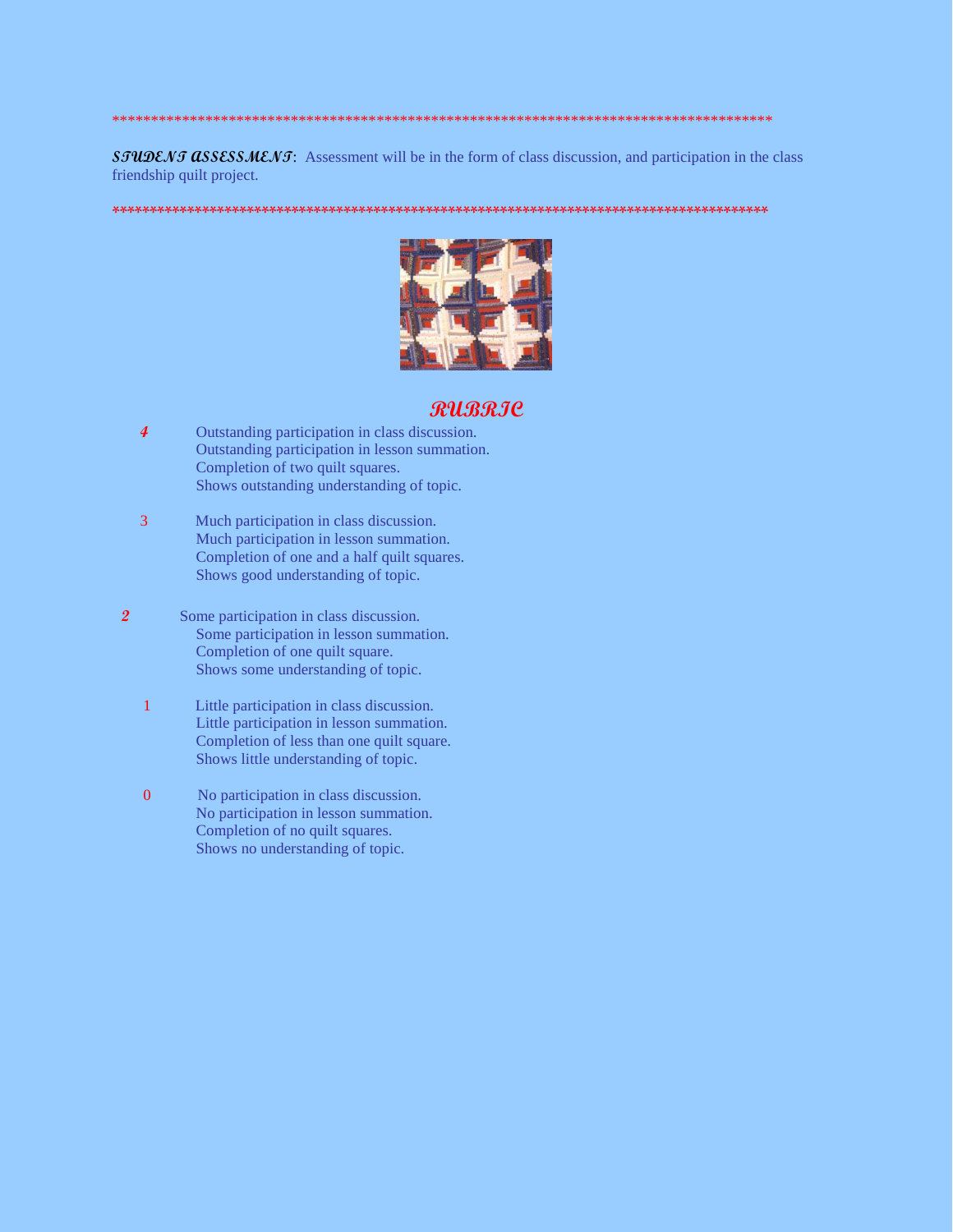******************************************************************************************

***STUDENT ASSESSMENT***: Assessment will be in the form of class discussion, and participation in the class friendship quilt project.

******************************************************************************************

## RUBRIC

**4**
Outstanding participation in class discussion.
Outstanding participation in lesson summation.
Completion of two quilt squares.
Shows outstanding understanding of topic.

3
Much participation in class discussion.
Much participation in lesson summation.
Completion of one and a half quilt squares.
Shows good understanding of topic.

**2**
Some participation in class discussion.
Some participation in lesson summation.
Completion of one quilt square.
Shows some understanding of topic.

1
Little participation in class discussion.
Little participation in lesson summation.
Completion of less than one quilt square.
Shows little understanding of topic.

0
No participation in class discussion.
No participation in lesson summation.
Completion of no quilt squares.
Shows no understanding of topic.